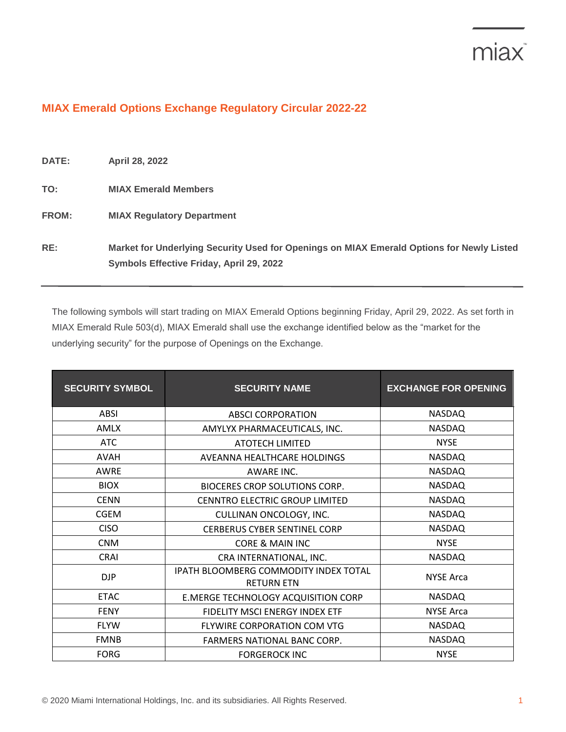## MIAX Emerald Options Exchange Regulatory Circular 2022-22

**DATE:** April 28, 2022

**TO:** MIAX Emerald Members

**FROM:** MIAX Regulatory Department

**RE:** Market for Underlying Security Used for Openings on MIAX Emerald Options for Newly Listed Symbols Effective Friday, April 29, 2022

---

The following symbols will start trading on MIAX Emerald Options beginning Friday, April 29, 2022. As set forth in MIAX Emerald Rule 503(d), MIAX Emerald shall use the exchange identified below as the "market for the underlying security" for the purpose of Openings on the Exchange.

| SECURITY SYMBOL | SECURITY NAME | EXCHANGE FOR OPENING |
|---|---|---|
| ABSI | ABSCI CORPORATION | NASDAQ |
| AMLX | AMYLYX PHARMACEUTICALS, INC. | NASDAQ |
| ATC | ATOTECH LIMITED | NYSE |
| AVAH | AVEANNA HEALTHCARE HOLDINGS | NASDAQ |
| AWRE | AWARE INC. | NASDAQ |
| BIOX | BIOCERES CROP SOLUTIONS CORP. | NASDAQ |
| CENN | CENNTRO ELECTRIC GROUP LIMITED | NASDAQ |
| CGEM | CULLINAN ONCOLOGY, INC. | NASDAQ |
| CISO | CERBERUS CYBER SENTINEL CORP | NASDAQ |
| CNM | CORE & MAIN INC | NYSE |
| CRAI | CRA INTERNATIONAL, INC. | NASDAQ |
| DJP | IPATH BLOOMBERG COMMODITY INDEX TOTAL RETURN ETN | NYSE Arca |
| ETAC | E.MERGE TECHNOLOGY ACQUISITION CORP | NASDAQ |
| FENY | FIDELITY MSCI ENERGY INDEX ETF | NYSE Arca |
| FLYW | FLYWIRE CORPORATION COM VTG | NASDAQ |
| FMNB | FARMERS NATIONAL BANC CORP. | NASDAQ |
| FORG | FORGEROCK INC | NYSE |

© 2020 Miami International Holdings, Inc. and its subsidiaries. All Rights Reserved.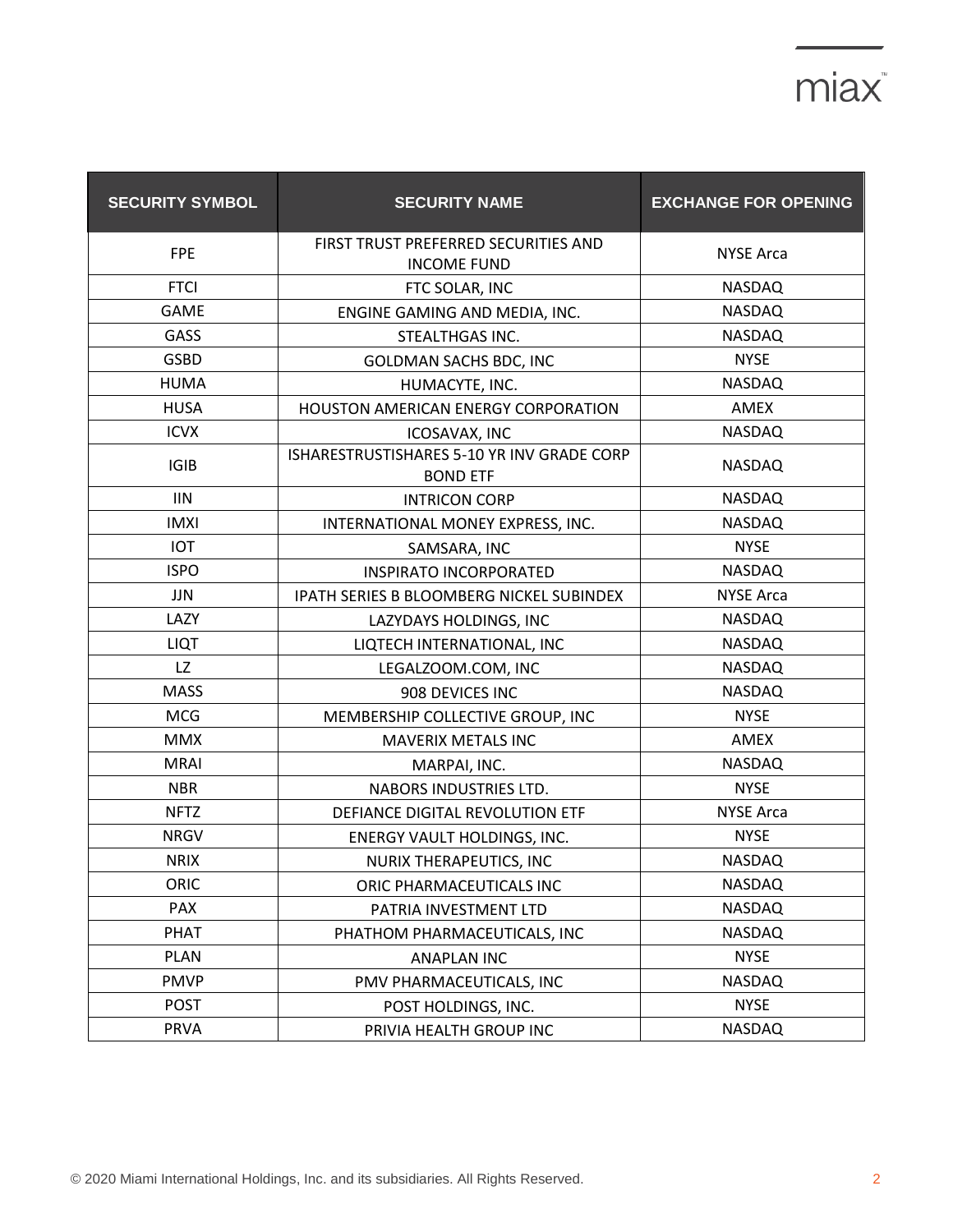| SECURITY SYMBOL | SECURITY NAME | EXCHANGE FOR OPENING |
|---|---|---|
| FPE | FIRST TRUST PREFERRED SECURITIES AND INCOME FUND | NYSE Arca |
| FTCI | FTC SOLAR, INC | NASDAQ |
| GAME | ENGINE GAMING AND MEDIA, INC. | NASDAQ |
| GASS | STEALTHGAS INC. | NASDAQ |
| GSBD | GOLDMAN SACHS BDC, INC | NYSE |
| HUMA | HUMACYTE, INC. | NASDAQ |
| HUSA | HOUSTON AMERICAN ENERGY CORPORATION | AMEX |
| ICVX | ICOSAVAX, INC | NASDAQ |
| IGIB | ISHARESTRUSTISHARES 5-10 YR INV GRADE CORP BOND ETF | NASDAQ |
| IIN | INTRICON CORP | NASDAQ |
| IMXI | INTERNATIONAL MONEY EXPRESS, INC. | NASDAQ |
| IOT | SAMSARA, INC | NYSE |
| ISPO | INSPIRATO INCORPORATED | NASDAQ |
| JJN | IPATH SERIES B BLOOMBERG NICKEL SUBINDEX | NYSE Arca |
| LAZY | LAZYDAYS HOLDINGS, INC | NASDAQ |
| LIQT | LIQTECH INTERNATIONAL, INC | NASDAQ |
| LZ | LEGALZOOM.COM, INC | NASDAQ |
| MASS | 908 DEVICES INC | NASDAQ |
| MCG | MEMBERSHIP COLLECTIVE GROUP, INC | NYSE |
| MMX | MAVERIX METALS INC | AMEX |
| MRAI | MARPAI, INC. | NASDAQ |
| NBR | NABORS INDUSTRIES LTD. | NYSE |
| NFTZ | DEFIANCE DIGITAL REVOLUTION ETF | NYSE Arca |
| NRGV | ENERGY VAULT HOLDINGS, INC. | NYSE |
| NRIX | NURIX THERAPEUTICS, INC | NASDAQ |
| ORIC | ORIC PHARMACEUTICALS INC | NASDAQ |
| PAX | PATRIA INVESTMENT LTD | NASDAQ |
| PHAT | PHATHOM PHARMACEUTICALS, INC | NASDAQ |
| PLAN | ANAPLAN INC | NYSE |
| PMVP | PMV PHARMACEUTICALS, INC | NASDAQ |
| POST | POST HOLDINGS, INC. | NYSE |
| PRVA | PRIVIA HEALTH GROUP INC | NASDAQ |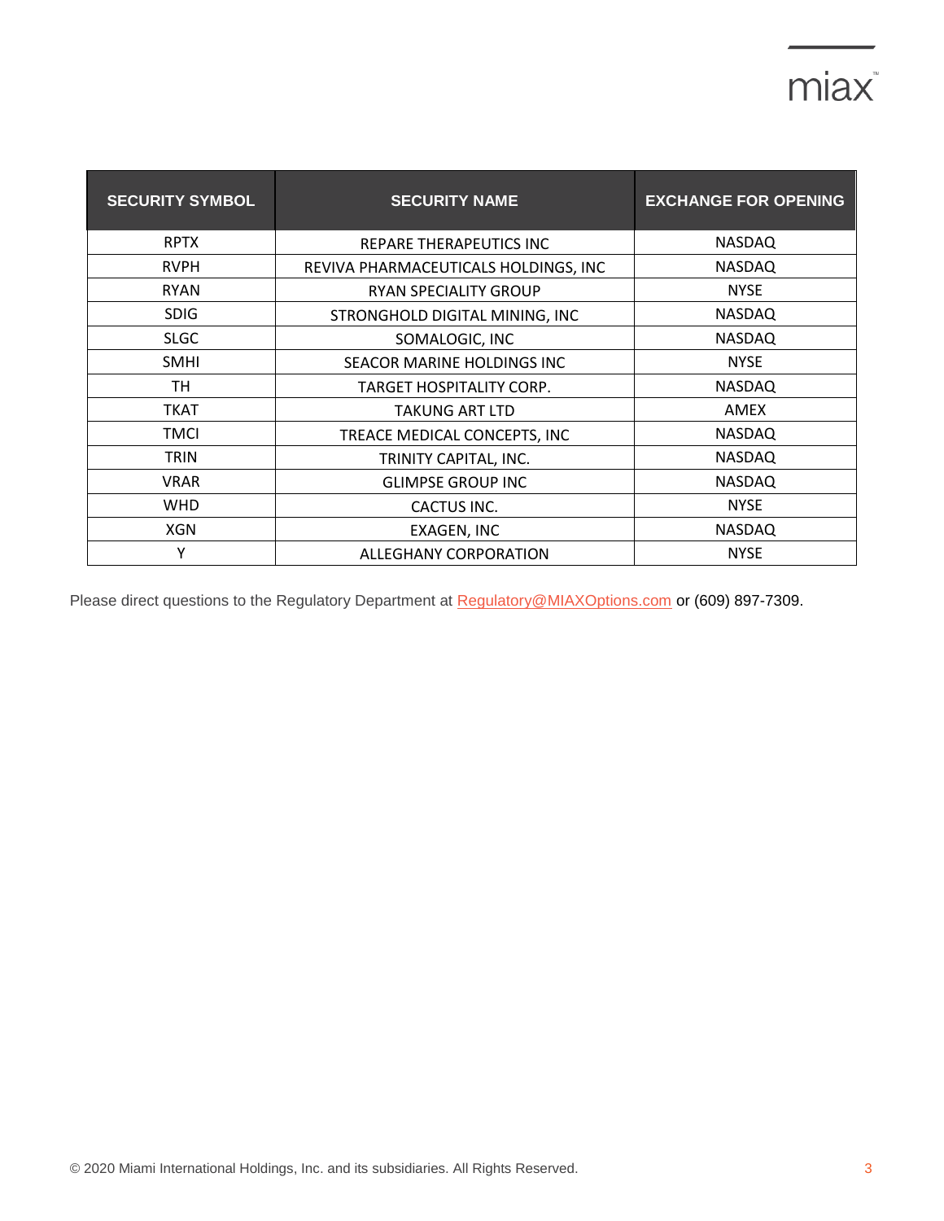| SECURITY SYMBOL | SECURITY NAME | EXCHANGE FOR OPENING |
|---|---|---|
| RPTX | REPARE THERAPEUTICS INC | NASDAQ |
| RVPH | REVIVA PHARMACEUTICALS HOLDINGS, INC | NASDAQ |
| RYAN | RYAN SPECIALITY GROUP | NYSE |
| SDIG | STRONGHOLD DIGITAL MINING, INC | NASDAQ |
| SLGC | SOMALOGIC, INC | NASDAQ |
| SMHI | SEACOR MARINE HOLDINGS INC | NYSE |
| TH | TARGET HOSPITALITY CORP. | NASDAQ |
| TKAT | TAKUNG ART LTD | AMEX |
| TMCI | TREACE MEDICAL CONCEPTS, INC | NASDAQ |
| TRIN | TRINITY CAPITAL, INC. | NASDAQ |
| VRAR | GLIMPSE GROUP INC | NASDAQ |
| WHD | CACTUS INC. | NYSE |
| XGN | EXAGEN, INC | NASDAQ |
| Y | ALLEGHANY CORPORATION | NYSE |

Please direct questions to the Regulatory Department at Regulatory@MIAXOptions.com or (609) 897-7309.

© 2020 Miami International Holdings, Inc. and its subsidiaries. All Rights Reserved.